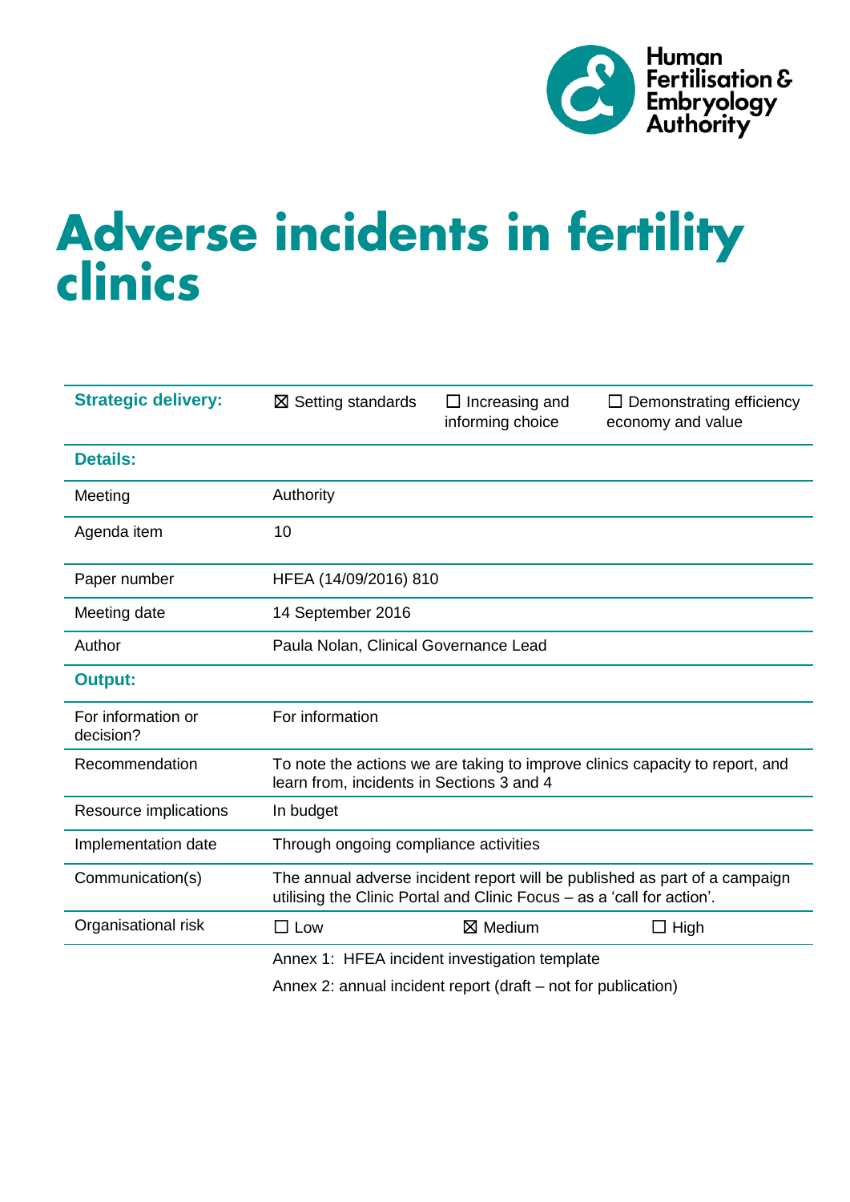Human Fertilisation & Embryology Authority

# Adverse incidents in fertility clinics

| | | | |
|---|---|---|---|
| **Strategic delivery:** | ☒ Setting standards | ☐ Increasing and informing choice | ☐ Demonstrating efficiency economy and value |
| **Details:** | | | |
| Meeting | Authority | | |
| Agenda item | 10 | | |
| Paper number | HFEA (14/09/2016) 810 | | |
| Meeting date | 14 September 2016 | | |
| Author | Paula Nolan, Clinical Governance Lead | | |
| **Output:** | | | |
| For information or decision? | For information | | |
| Recommendation | To note the actions we are taking to improve clinics capacity to report, and learn from, incidents in Sections 3 and 4 | | |
| Resource implications | In budget | | |
| Implementation date | Through ongoing compliance activities | | |
| Communication(s) | The annual adverse incident report will be published as part of a campaign utilising the Clinic Portal and Clinic Focus – as a 'call for action'. | | |
| Organisational risk | ☐ Low | ☒ Medium | ☐ High |
| | Annex 1: HFEA incident investigation template | | |
| | Annex 2: annual incident report (draft – not for publication) | | |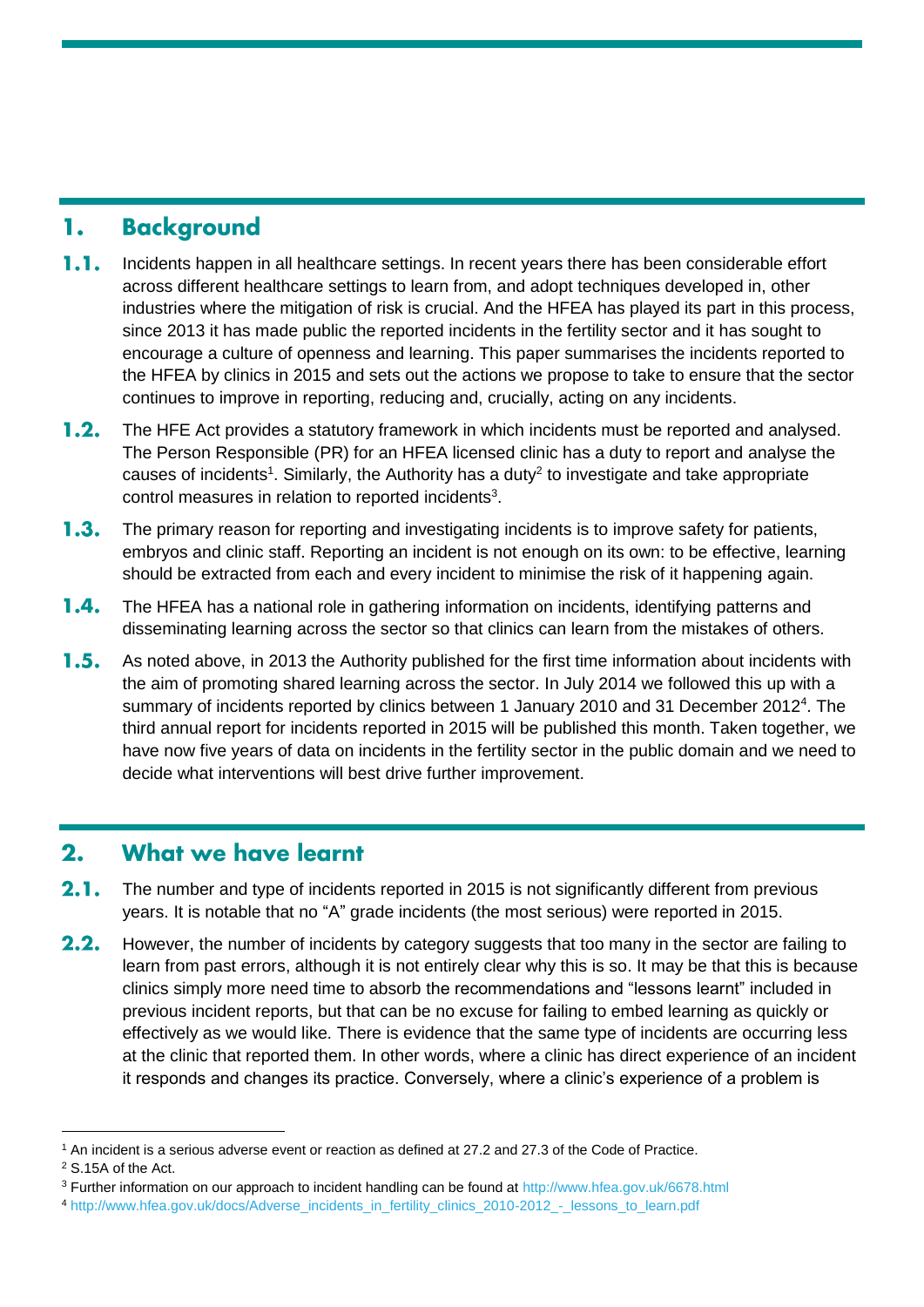## 1. Background

**1.1.** Incidents happen in all healthcare settings. In recent years there has been considerable effort across different healthcare settings to learn from, and adopt techniques developed in, other industries where the mitigation of risk is crucial. And the HFEA has played its part in this process, since 2013 it has made public the reported incidents in the fertility sector and it has sought to encourage a culture of openness and learning. This paper summarises the incidents reported to the HFEA by clinics in 2015 and sets out the actions we propose to take to ensure that the sector continues to improve in reporting, reducing and, crucially, acting on any incidents.

**1.2.** The HFE Act provides a statutory framework in which incidents must be reported and analysed. The Person Responsible (PR) for an HFEA licensed clinic has a duty to report and analyse the causes of incidents[1]. Similarly, the Authority has a duty[2] to investigate and take appropriate control measures in relation to reported incidents[3].

**1.3.** The primary reason for reporting and investigating incidents is to improve safety for patients, embryos and clinic staff. Reporting an incident is not enough on its own: to be effective, learning should be extracted from each and every incident to minimise the risk of it happening again.

**1.4.** The HFEA has a national role in gathering information on incidents, identifying patterns and disseminating learning across the sector so that clinics can learn from the mistakes of others.

**1.5.** As noted above, in 2013 the Authority published for the first time information about incidents with the aim of promoting shared learning across the sector. In July 2014 we followed this up with a summary of incidents reported by clinics between 1 January 2010 and 31 December 2012[4]. The third annual report for incidents reported in 2015 will be published this month. Taken together, we have now five years of data on incidents in the fertility sector in the public domain and we need to decide what interventions will best drive further improvement.

## 2. What we have learnt

**2.1.** The number and type of incidents reported in 2015 is not significantly different from previous years. It is notable that no "A" grade incidents (the most serious) were reported in 2015.

**2.2.** However, the number of incidents by category suggests that too many in the sector are failing to learn from past errors, although it is not entirely clear why this is so. It may be that this is because clinics simply more need time to absorb the recommendations and "lessons learnt" included in previous incident reports, but that can be no excuse for failing to embed learning as quickly or effectively as we would like. There is evidence that the same type of incidents are occurring less at the clinic that reported them. In other words, where a clinic has direct experience of an incident it responds and changes its practice. Conversely, where a clinic's experience of a problem is

---

[1] An incident is a serious adverse event or reaction as defined at 27.2 and 27.3 of the Code of Practice.

[2] S.15A of the Act.

[3] Further information on our approach to incident handling can be found at http://www.hfea.gov.uk/6678.html

[4] http://www.hfea.gov.uk/docs/Adverse_incidents_in_fertility_clinics_2010-2012_-_lessons_to_learn.pdf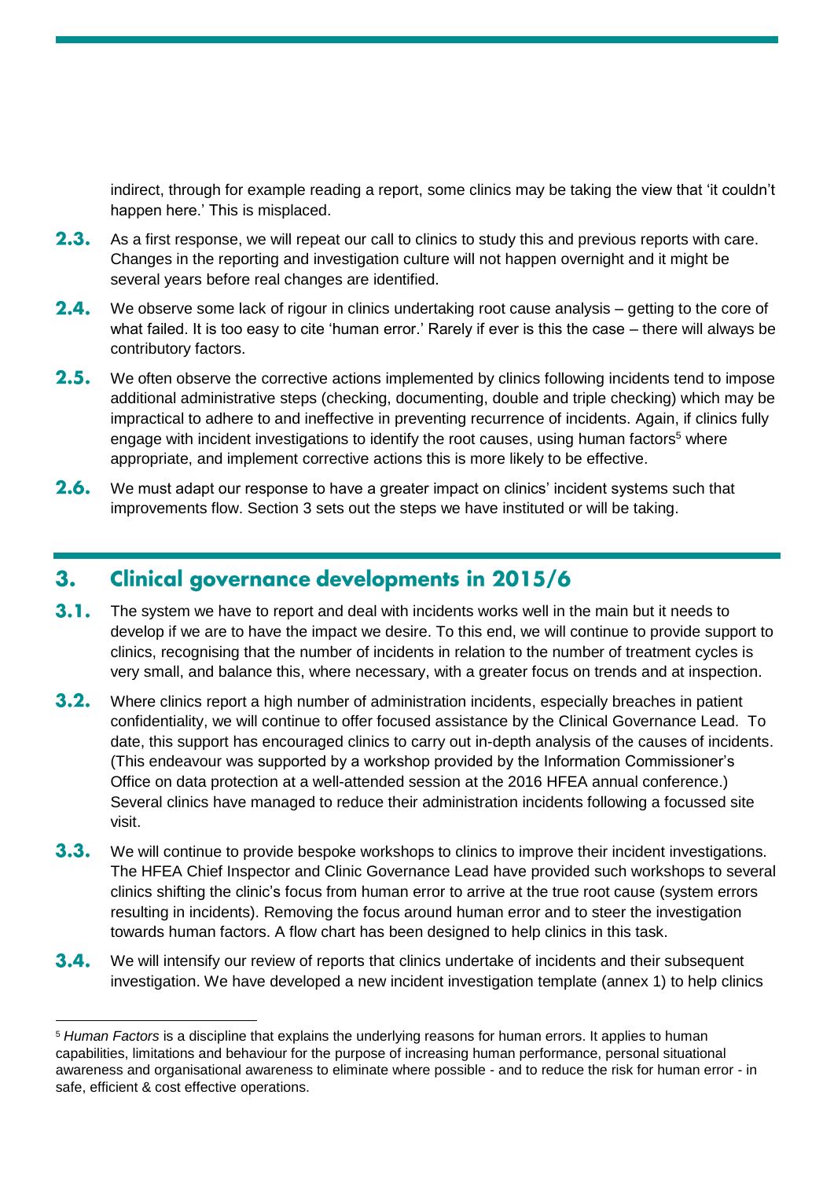indirect, through for example reading a report, some clinics may be taking the view that 'it couldn't happen here.' This is misplaced.

**2.3.** As a first response, we will repeat our call to clinics to study this and previous reports with care. Changes in the reporting and investigation culture will not happen overnight and it might be several years before real changes are identified.

**2.4.** We observe some lack of rigour in clinics undertaking root cause analysis – getting to the core of what failed. It is too easy to cite 'human error.' Rarely if ever is this the case – there will always be contributory factors.

**2.5.** We often observe the corrective actions implemented by clinics following incidents tend to impose additional administrative steps (checking, documenting, double and triple checking) which may be impractical to adhere to and ineffective in preventing recurrence of incidents. Again, if clinics fully engage with incident investigations to identify the root causes, using human factors[5] where appropriate, and implement corrective actions this is more likely to be effective.

**2.6.** We must adapt our response to have a greater impact on clinics' incident systems such that improvements flow. Section 3 sets out the steps we have instituted or will be taking.

## 3. Clinical governance developments in 2015/6

**3.1.** The system we have to report and deal with incidents works well in the main but it needs to develop if we are to have the impact we desire. To this end, we will continue to provide support to clinics, recognising that the number of incidents in relation to the number of treatment cycles is very small, and balance this, where necessary, with a greater focus on trends and at inspection.

**3.2.** Where clinics report a high number of administration incidents, especially breaches in patient confidentiality, we will continue to offer focused assistance by the Clinical Governance Lead. To date, this support has encouraged clinics to carry out in-depth analysis of the causes of incidents. (This endeavour was supported by a workshop provided by the Information Commissioner's Office on data protection at a well-attended session at the 2016 HFEA annual conference.) Several clinics have managed to reduce their administration incidents following a focussed site visit.

**3.3.** We will continue to provide bespoke workshops to clinics to improve their incident investigations. The HFEA Chief Inspector and Clinic Governance Lead have provided such workshops to several clinics shifting the clinic's focus from human error to arrive at the true root cause (system errors resulting in incidents). Removing the focus around human error and to steer the investigation towards human factors. A flow chart has been designed to help clinics in this task.

**3.4.** We will intensify our review of reports that clinics undertake of incidents and their subsequent investigation. We have developed a new incident investigation template (annex 1) to help clinics

---

[5] *Human Factors* is a discipline that explains the underlying reasons for human errors. It applies to human capabilities, limitations and behaviour for the purpose of increasing human performance, personal situational awareness and organisational awareness to eliminate where possible - and to reduce the risk for human error - in safe, efficient & cost effective operations.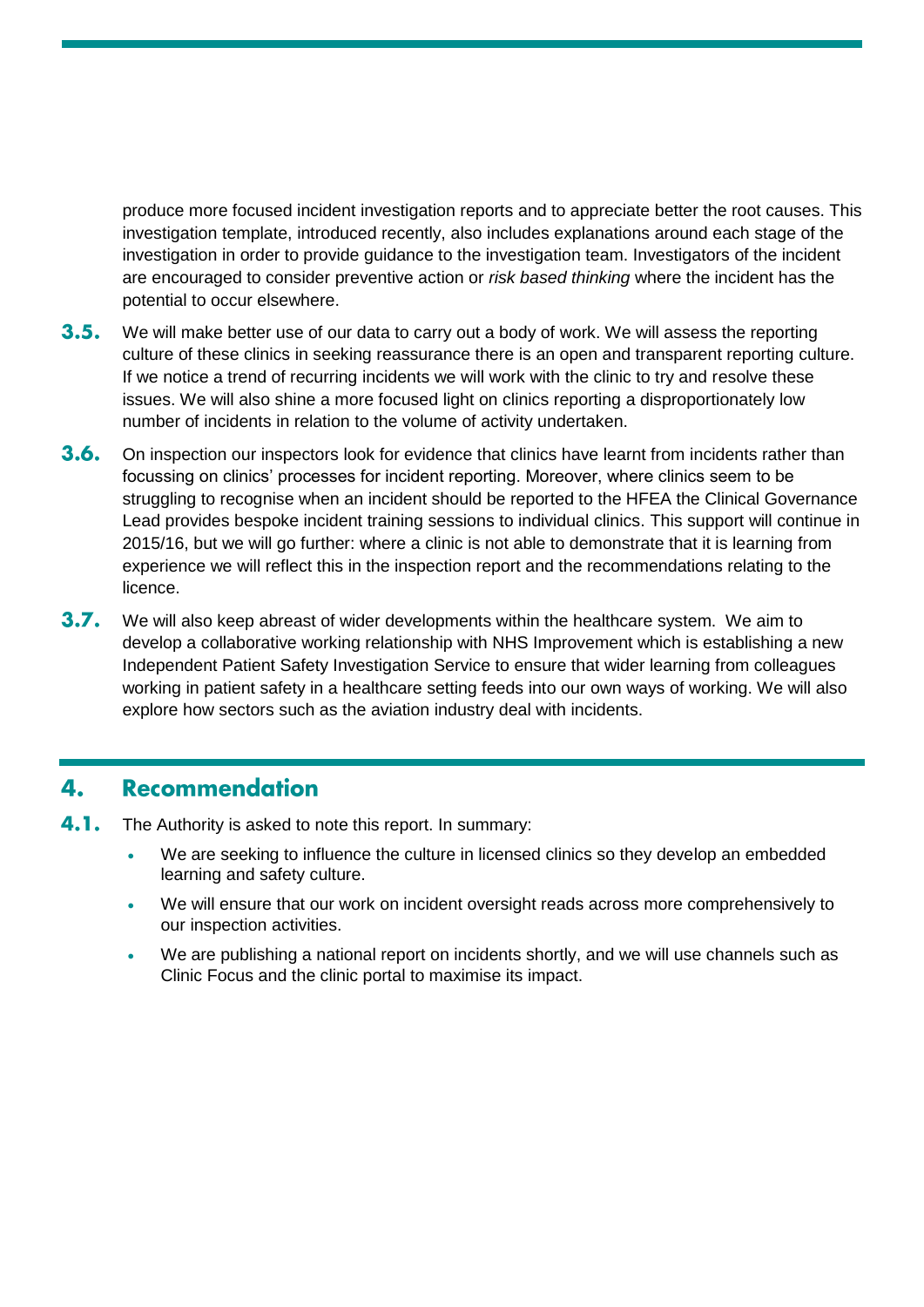produce more focused incident investigation reports and to appreciate better the root causes. This investigation template, introduced recently, also includes explanations around each stage of the investigation in order to provide guidance to the investigation team. Investigators of the incident are encouraged to consider preventive action or *risk based thinking* where the incident has the potential to occur elsewhere.

**3.5.** We will make better use of our data to carry out a body of work. We will assess the reporting culture of these clinics in seeking reassurance there is an open and transparent reporting culture. If we notice a trend of recurring incidents we will work with the clinic to try and resolve these issues. We will also shine a more focused light on clinics reporting a disproportionately low number of incidents in relation to the volume of activity undertaken.

**3.6.** On inspection our inspectors look for evidence that clinics have learnt from incidents rather than focussing on clinics' processes for incident reporting. Moreover, where clinics seem to be struggling to recognise when an incident should be reported to the HFEA the Clinical Governance Lead provides bespoke incident training sessions to individual clinics. This support will continue in 2015/16, but we will go further: where a clinic is not able to demonstrate that it is learning from experience we will reflect this in the inspection report and the recommendations relating to the licence.

**3.7.** We will also keep abreast of wider developments within the healthcare system. We aim to develop a collaborative working relationship with NHS Improvement which is establishing a new Independent Patient Safety Investigation Service to ensure that wider learning from colleagues working in patient safety in a healthcare setting feeds into our own ways of working. We will also explore how sectors such as the aviation industry deal with incidents.

## 4. Recommendation

**4.1.** The Authority is asked to note this report. In summary:

- We are seeking to influence the culture in licensed clinics so they develop an embedded learning and safety culture.
- We will ensure that our work on incident oversight reads across more comprehensively to our inspection activities.
- We are publishing a national report on incidents shortly, and we will use channels such as Clinic Focus and the clinic portal to maximise its impact.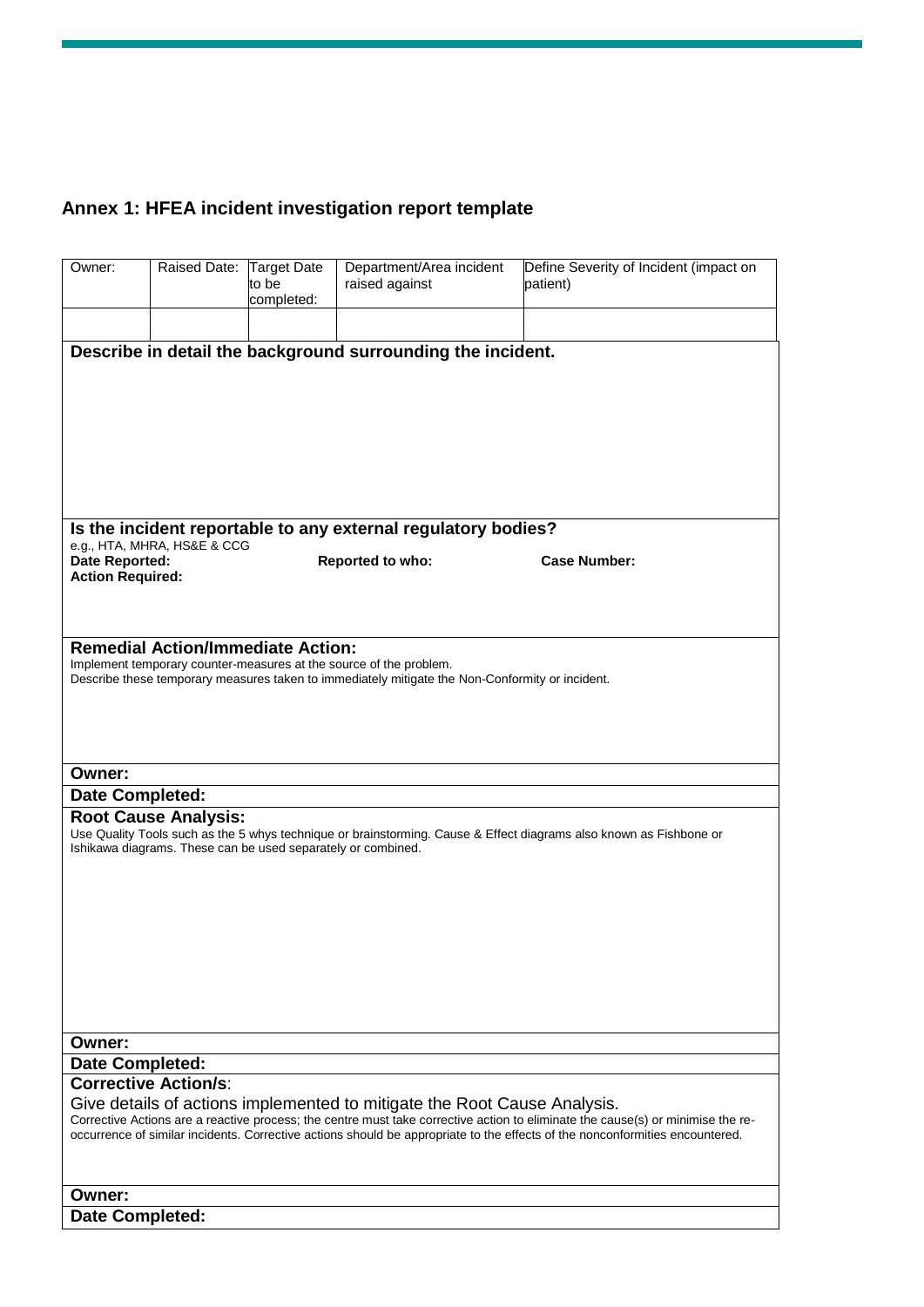## Annex 1: HFEA incident investigation report template

| Owner: | Raised Date: | Target Date to be completed: | Department/Area incident raised against | Define Severity of Incident (impact on patient) |
|---|---|---|---|---|
| | | | | |

**Describe in detail the background surrounding the incident.**

**Is the incident reportable to any external regulatory bodies?**

e.g., HTA, MHRA, HS&E & CCG

**Date Reported:** **Reported to who:** **Case Number:**

**Action Required:**

**Remedial Action/Immediate Action:**

Implement temporary counter-measures at the source of the problem.
Describe these temporary measures taken to immediately mitigate the Non-Conformity or incident.

**Owner:**

**Date Completed:**

**Root Cause Analysis:**

Use Quality Tools such as the 5 whys technique or brainstorming. Cause & Effect diagrams also known as Fishbone or Ishikawa diagrams. These can be used separately or combined.

**Owner:**

**Date Completed:**

**Corrective Action/s**:

Give details of actions implemented to mitigate the Root Cause Analysis.

Corrective Actions are a reactive process; the centre must take corrective action to eliminate the cause(s) or minimise the re-occurrence of similar incidents. Corrective actions should be appropriate to the effects of the nonconformities encountered.

**Owner:**

**Date Completed:**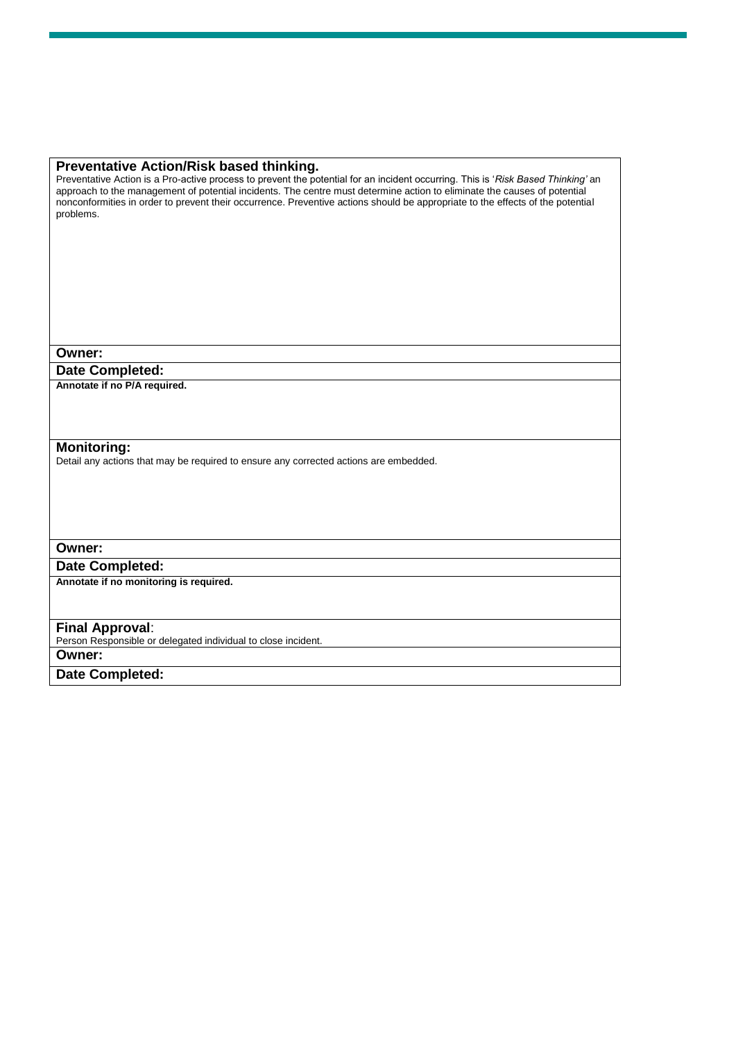## Preventative Action/Risk based thinking.

Preventative Action is a Pro-active process to prevent the potential for an incident occurring. This is '*Risk Based Thinking'* an approach to the management of potential incidents. The centre must determine action to eliminate the causes of potential nonconformities in order to prevent their occurrence. Preventive actions should be appropriate to the effects of the potential problems.

**Owner:**

**Date Completed:**

**Annotate if no P/A required.**

## Monitoring:

Detail any actions that may be required to ensure any corrected actions are embedded.

**Owner:**

**Date Completed:**

**Annotate if no monitoring is required.**

## Final Approval:

Person Responsible or delegated individual to close incident.

**Owner:**

**Date Completed:**